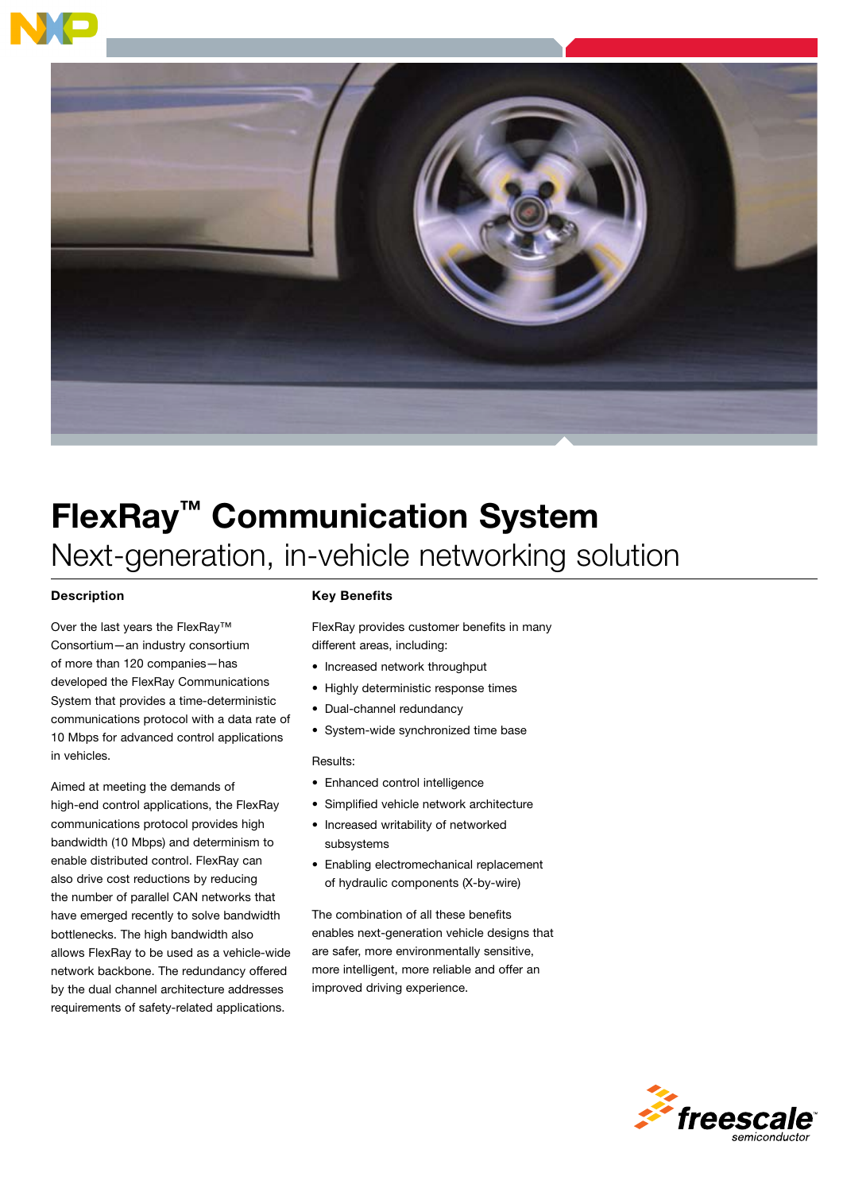# FlexRay™ Communication System

## Next-generation, in-vehicle networking solution

### Description

Over the last years the FlexRay™ Consortium—an industry consortium of more than 120 companies—has developed the FlexRay Communications System that provides a time-deterministic communications protocol with a data rate of 10 Mbps for advanced control applications in vehicles.

Aimed at meeting the demands of high-end control applications, the FlexRay communications protocol provides high bandwidth (10 Mbps) and determinism to enable distributed control. FlexRay can also drive cost reductions by reducing the number of parallel CAN networks that have emerged recently to solve bandwidth bottlenecks. The high bandwidth also allows FlexRay to be used as a vehicle-wide network backbone. The redundancy offered by the dual channel architecture addresses requirements of safety-related applications.

### Key Benefits

FlexRay provides customer benefits in many different areas, including:

- Increased network throughput
- Highly deterministic response times
- Dual-channel redundancy
- System-wide synchronized time base

Results:

- Enhanced control intelligence
- Simplified vehicle network architecture
- Increased writability of networked subsystems
- Enabling electromechanical replacement of hydraulic components (X-by-wire)

The combination of all these benefits enables next-generation vehicle designs that are safer, more environmentally sensitive, more intelligent, more reliable and offer an improved driving experience.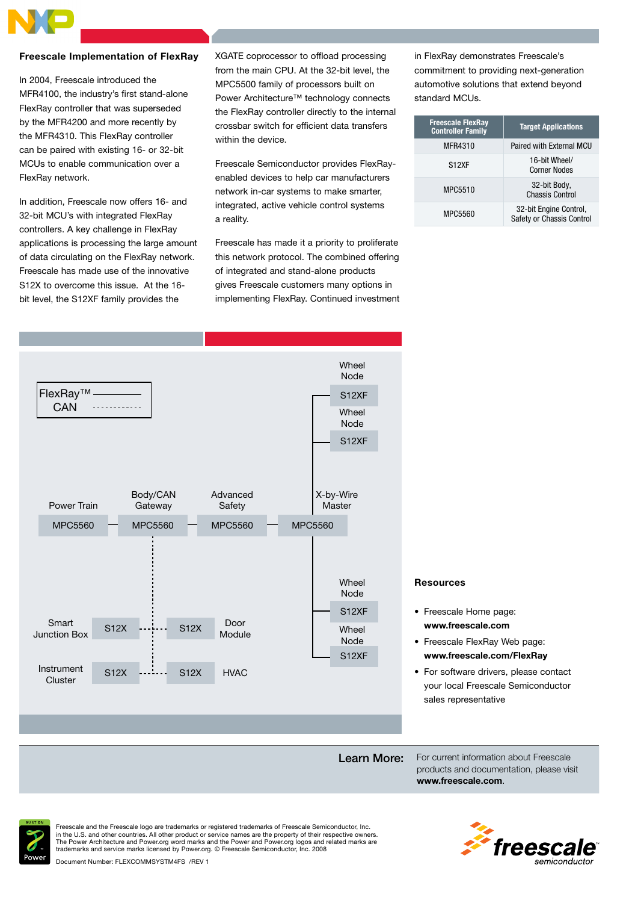## Freescale Implementation of FlexRay

In 2004, Freescale introduced the MFR4100, the industry's first stand-alone FlexRay controller that was superseded by the MFR4200 and more recently by the MFR4310. This FlexRay controller can be paired with existing 16- or 32-bit MCUs to enable communication over a FlexRay network.

In addition, Freescale now offers 16- and 32-bit MCU's with integrated FlexRay controllers. A key challenge in FlexRay applications is processing the large amount of data circulating on the FlexRay network. Freescale has made use of the innovative S12X to overcome this issue. At the 16-bit level, the S12XF family provides the XGATE coprocessor to offload processing from the main CPU. At the 32-bit level, the MPC5500 family of processors built on Power Architecture™ technology connects the FlexRay controller directly to the internal crossbar switch for efficient data transfers within the device.

Freescale Semiconductor provides FlexRay-enabled devices to help car manufacturers network in-car systems to make smarter, integrated, active vehicle control systems a reality.

Freescale has made it a priority to proliferate this network protocol. The combined offering of integrated and stand-alone products gives Freescale customers many options in implementing FlexRay. Continued investment in FlexRay demonstrates Freescale's commitment to providing next-generation automotive solutions that extend beyond standard MCUs.

| Freescale FlexRay Controller Family | Target Applications |
|---|---|
| MFR4310 | Paired with External MCU |
| S12XF | 16-bit Wheel/ Corner Nodes |
| MPC5510 | 32-bit Body, Chassis Control |
| MPC5560 | 32-bit Engine Control, Safety or Chassis Control |

FlexRay™
CAN

Wheel Node
S12XF
Wheel Node
S12XF

Power Train
MPC5560
Body/CAN Gateway
MPC5560
Advanced Safety
MPC5560
X-by-Wire Master
MPC5560

Wheel Node
S12XF
Wheel Node
S12XF

Smart Junction Box
S12X
S12X
Door Module

Instrument Cluster
S12X
S12X
HVAC

### Resources

- Freescale Home page: **www.freescale.com**
- Freescale FlexRay Web page: **www.freescale.com/FlexRay**
- For software drivers, please contact your local Freescale Semiconductor sales representative

**Learn More:** For current information about Freescale products and documentation, please visit **www.freescale.com**.

Freescale and the Freescale logo are trademarks or registered trademarks of Freescale Semiconductor, Inc. in the U.S. and other countries. All other product or service names are the property of their respective owners. The Power Architecture and Power.org word marks and the Power and Power.org logos and related marks are trademarks and service marks licensed by Power.org. © Freescale Semiconductor, Inc. 2008

Document Number: FLEXCOMMSYSTM4FS /REV 1